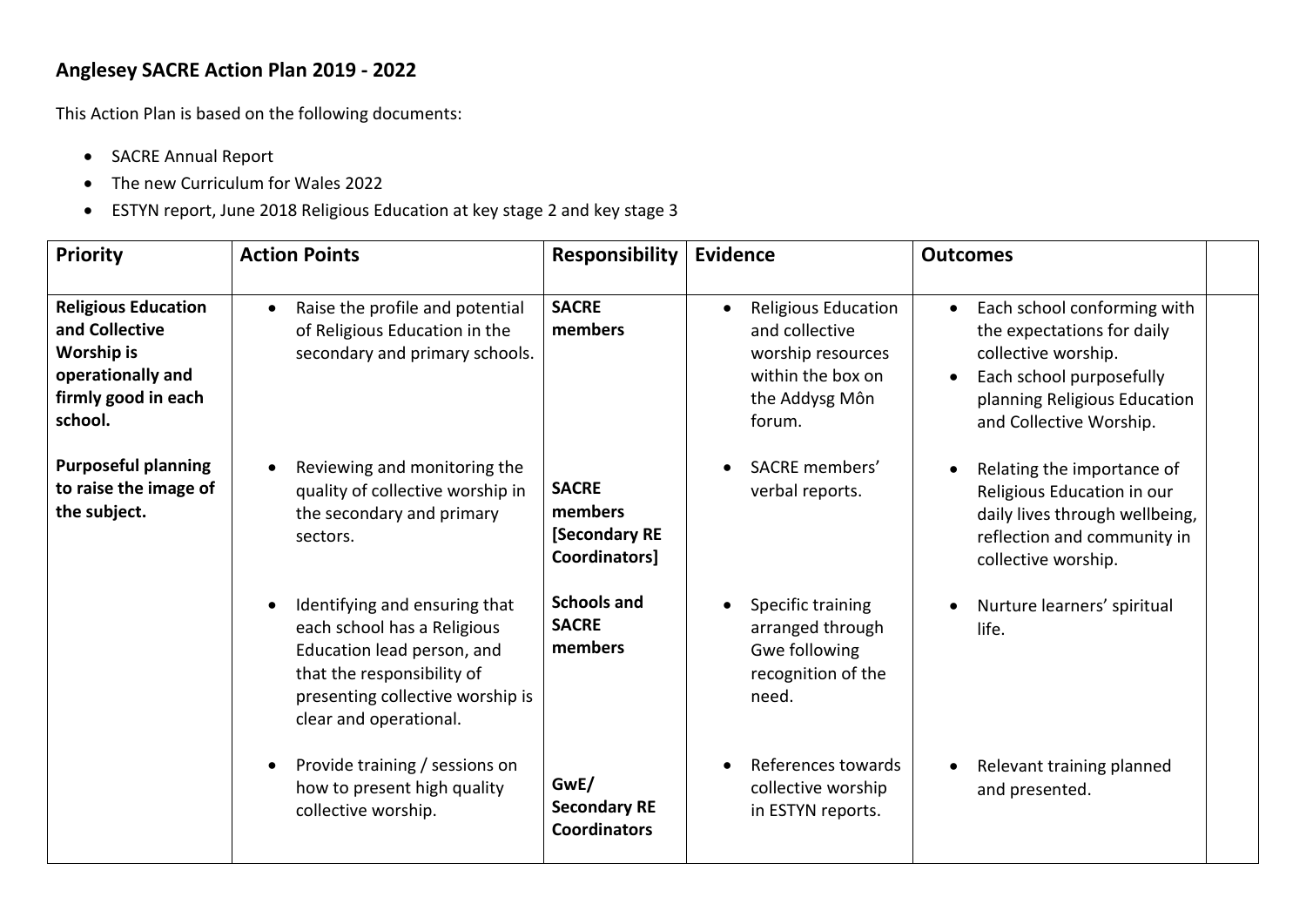## Anglesey SACRE Action Plan 2019 - 2022

This Action Plan is based on the following documents:

- SACRE Annual Report
- The new Curriculum for Wales 2022
- ESTYN report, June 2018 Religious Education at key stage 2 and key stage 3

| Priority | Action Points | Responsibility | Evidence | Outcomes | |
|---|---|---|---|---|---|
| **Religious Education and Collective Worship is operationally and firmly good in each school.** | • Raise the profile and potential of Religious Education in the secondary and primary schools. | **SACRE members** | • Religious Education and collective worship resources within the box on the Addysg Môn forum. | • Each school conforming with the expectations for daily collective worship.<br>• Each school purposefully planning Religious Education and Collective Worship. | |
| **Purposeful planning to raise the image of the subject.** | • Reviewing and monitoring the quality of collective worship in the secondary and primary sectors. | **SACRE members [Secondary RE Coordinators]** | • SACRE members' verbal reports. | • Relating the importance of Religious Education in our daily lives through wellbeing, reflection and community in collective worship. | |
| | • Identifying and ensuring that each school has a Religious Education lead person, and that the responsibility of presenting collective worship is clear and operational. | **Schools and SACRE members** | • Specific training arranged through Gwe following recognition of the need. | • Nurture learners' spiritual life. | |
| | • Provide training / sessions on how to present high quality collective worship. | **GwE/ Secondary RE Coordinators** | • References towards collective worship in ESTYN reports. | • Relevant training planned and presented. | |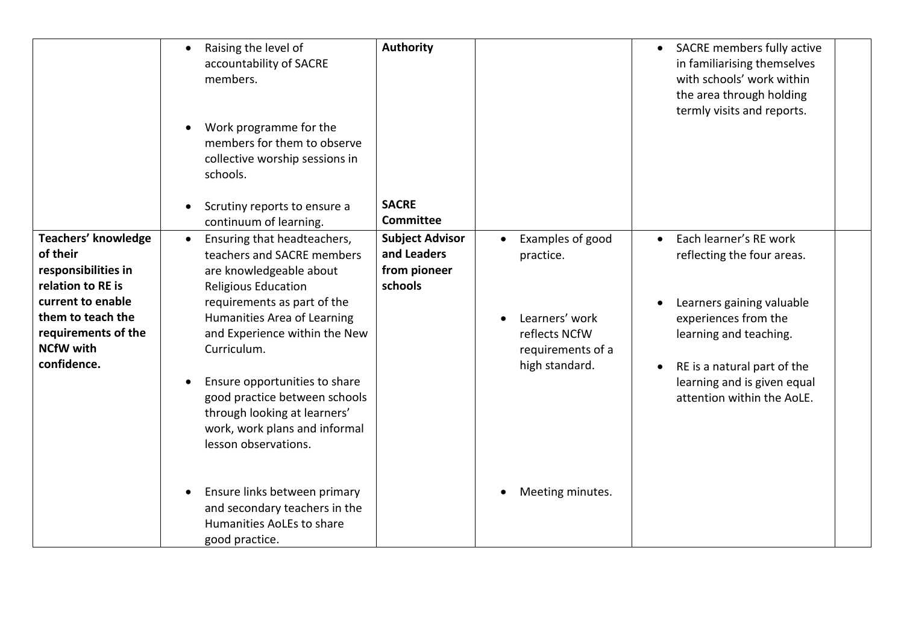| | | | | | |
|---|---|---|---|---|---|
| | • Raising the level of accountability of SACRE members.<br><br>• Work programme for the members for them to observe collective worship sessions in schools.<br><br>• Scrutiny reports to ensure a continuum of learning. | **Authority**<br><br><br><br><br>**SACRE Committee** | | • SACRE members fully active in familiarising themselves with schools' work within the area through holding termly visits and reports. | |
| **Teachers' knowledge of their responsibilities in relation to RE is current to enable them to teach the requirements of the NCfW with confidence.** | • Ensuring that headteachers, teachers and SACRE members are knowledgeable about Religious Education requirements as part of the Humanities Area of Learning and Experience within the New Curriculum.<br><br>• Ensure opportunities to share good practice between schools through looking at learners' work, work plans and informal lesson observations.<br><br>• Ensure links between primary and secondary teachers in the Humanities AoLEs to share good practice. | **Subject Advisor and Leaders from pioneer schools** | • Examples of good practice.<br><br>• Learners' work reflects NCfW requirements of a high standard.<br><br>• Meeting minutes. | • Each learner's RE work reflecting the four areas.<br><br>• Learners gaining valuable experiences from the learning and teaching.<br><br>• RE is a natural part of the learning and is given equal attention within the AoLE. | |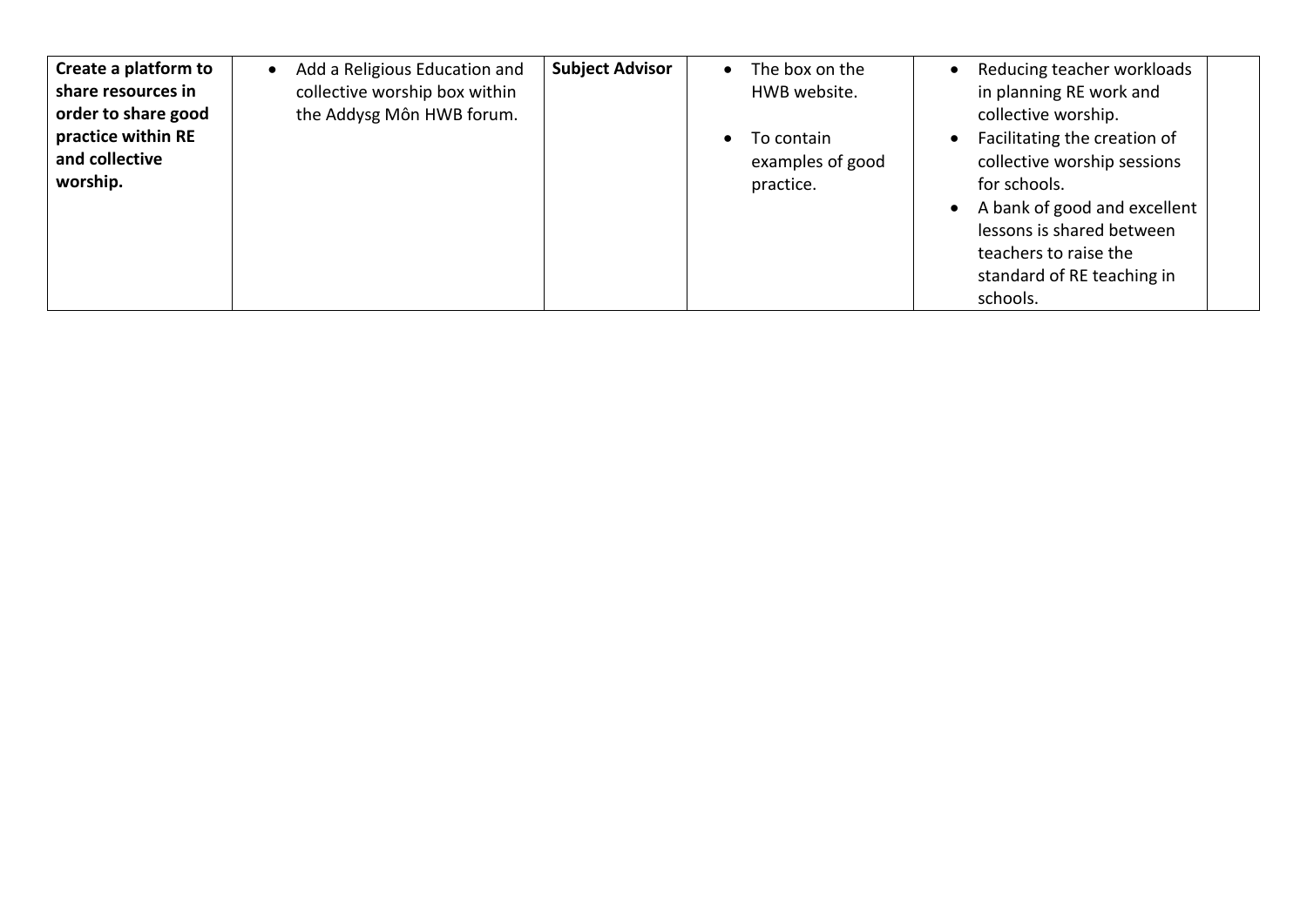| | | | | | |
|---|---|---|---|---|---|
| **Create a platform to share resources in order to share good practice within RE and collective worship.** | • Add a Religious Education and collective worship box within the Addysg Môn HWB forum. | **Subject Advisor** | • The box on the HWB website.<br><br>• To contain examples of good practice. | • Reducing teacher workloads in planning RE work and collective worship.<br>• Facilitating the creation of collective worship sessions for schools.<br>• A bank of good and excellent lessons is shared between teachers to raise the standard of RE teaching in schools. | |